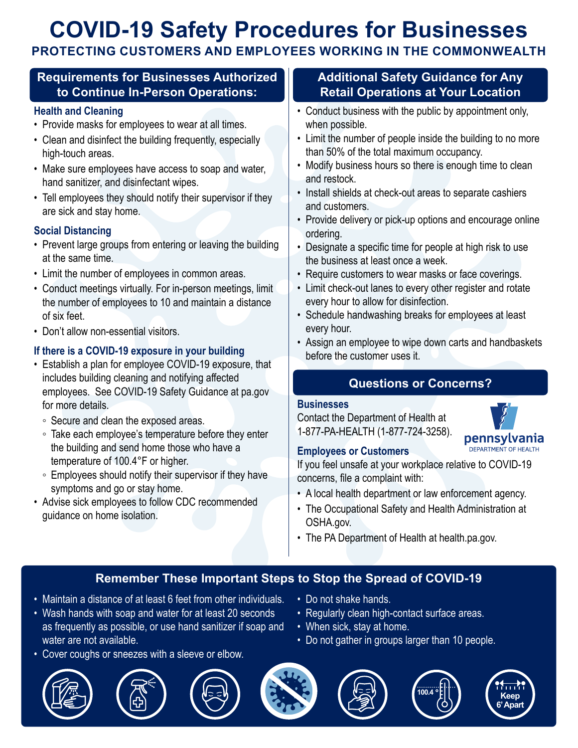# COVID-19 Safety Procedures for Businesses

## PROTECTING CUSTOMERS AND EMPLOYEES WORKING IN THE COMMONWEALTH

## Requirements for Businesses Authorized to Continue In-Person Operations:

### Health and Cleaning

- Provide masks for employees to wear at all times.
- Clean and disinfect the building frequently, especially high-touch areas.
- Make sure employees have access to soap and water, hand sanitizer, and disinfectant wipes.
- Tell employees they should notify their supervisor if they are sick and stay home.

### Social Distancing

- Prevent large groups from entering or leaving the building at the same time.
- Limit the number of employees in common areas.
- Conduct meetings virtually. For in-person meetings, limit the number of employees to 10 and maintain a distance of six feet.
- Don't allow non-essential visitors.

### If there is a COVID-19 exposure in your building

- Establish a plan for employee COVID-19 exposure, that includes building cleaning and notifying affected employees. See COVID-19 Safety Guidance at pa.gov for more details.
  - Secure and clean the exposed areas.
  - Take each employee's temperature before they enter the building and send home those who have a temperature of 100.4°F or higher.
  - Employees should notify their supervisor if they have symptoms and go or stay home.
- Advise sick employees to follow CDC recommended guidance on home isolation.

## Additional Safety Guidance for Any Retail Operations at Your Location

- Conduct business with the public by appointment only, when possible.
- Limit the number of people inside the building to no more than 50% of the total maximum occupancy.
- Modify business hours so there is enough time to clean and restock.
- Install shields at check-out areas to separate cashiers and customers.
- Provide delivery or pick-up options and encourage online ordering.
- Designate a specific time for people at high risk to use the business at least once a week.
- Require customers to wear masks or face coverings.
- Limit check-out lanes to every other register and rotate every hour to allow for disinfection.
- Schedule handwashing breaks for employees at least every hour.
- Assign an employee to wipe down carts and handbaskets before the customer uses it.

## Questions or Concerns?

### Businesses

Contact the Department of Health at 1-877-PA-HEALTH (1-877-724-3258).

pennsylvania DEPARTMENT OF HEALTH

### Employees or Customers

If you feel unsafe at your workplace relative to COVID-19 concerns, file a complaint with:

- A local health department or law enforcement agency.
- The Occupational Safety and Health Administration at OSHA.gov.
- The PA Department of Health at health.pa.gov.

## Remember These Important Steps to Stop the Spread of COVID-19

- Maintain a distance of at least 6 feet from other individuals.
- Wash hands with soap and water for at least 20 seconds as frequently as possible, or use hand sanitizer if soap and water are not available.
- Cover coughs or sneezes with a sleeve or elbow.
- Do not shake hands.
- Regularly clean high-contact surface areas.
- When sick, stay at home.
- Do not gather in groups larger than 10 people.

100.4 °

Keep 6' Apart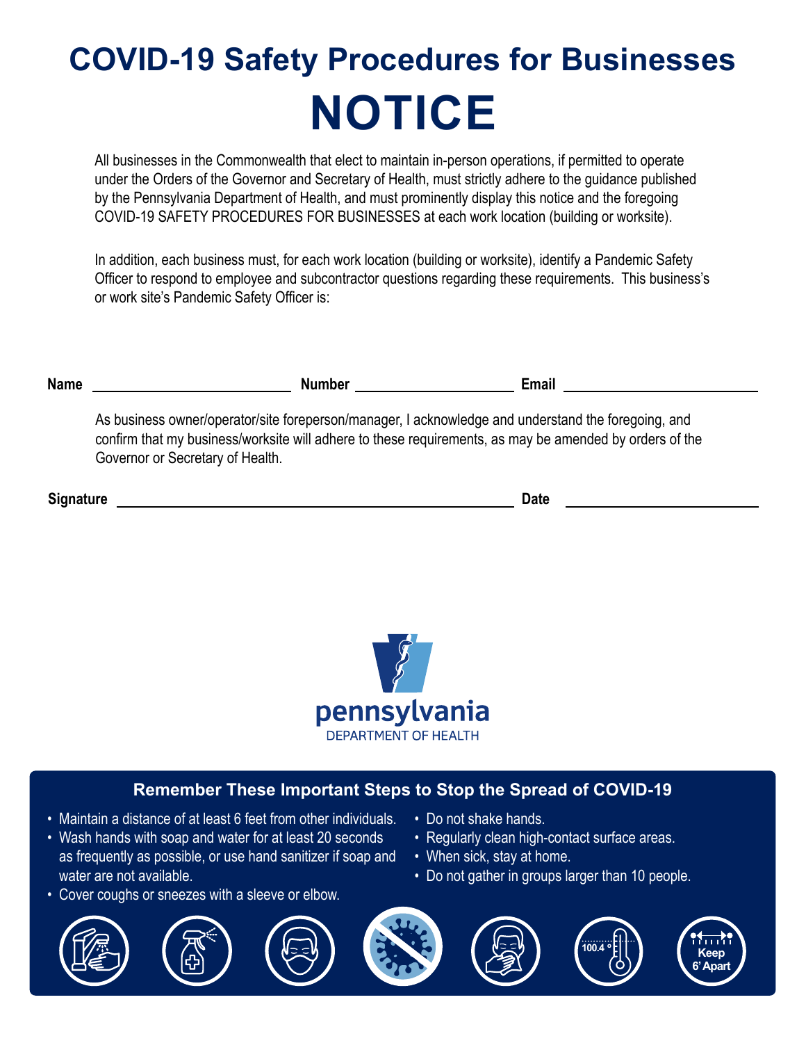# COVID-19 Safety Procedures for Businesses

# NOTICE

All businesses in the Commonwealth that elect to maintain in-person operations, if permitted to operate under the Orders of the Governor and Secretary of Health, must strictly adhere to the guidance published by the Pennsylvania Department of Health, and must prominently display this notice and the foregoing COVID-19 SAFETY PROCEDURES FOR BUSINESSES at each work location (building or worksite).

In addition, each business must, for each work location (building or worksite), identify a Pandemic Safety Officer to respond to employee and subcontractor questions regarding these requirements. This business's or work site's Pandemic Safety Officer is:

**Name** ____________________ **Number** ____________________ **Email** ____________________

As business owner/operator/site foreperson/manager, I acknowledge and understand the foregoing, and confirm that my business/worksite will adhere to these requirements, as may be amended by orders of the Governor or Secretary of Health.

**Signature** ____________________________________ **Date** ____________________

pennsylvania
DEPARTMENT OF HEALTH

## Remember These Important Steps to Stop the Spread of COVID-19

- Maintain a distance of at least 6 feet from other individuals.
- Wash hands with soap and water for at least 20 seconds as frequently as possible, or use hand sanitizer if soap and water are not available.
- Cover coughs or sneezes with a sleeve or elbow.
- Do not shake hands.
- Regularly clean high-contact surface areas.
- When sick, stay at home.
- Do not gather in groups larger than 10 people.

100.4 °

Keep 6' Apart